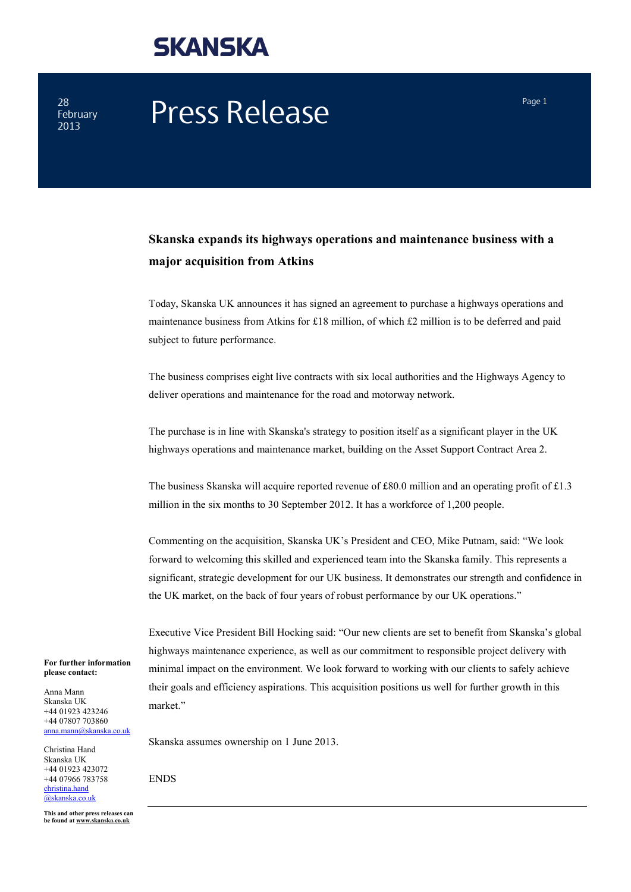**SKANSKA**

28 February 2013

# Press Release

## Skanska expands its highways operations and maintenance business with a major acquisition from Atkins

Today, Skanska UK announces it has signed an agreement to purchase a highways operations and maintenance business from Atkins for £18 million, of which £2 million is to be deferred and paid subject to future performance.

The business comprises eight live contracts with six local authorities and the Highways Agency to deliver operations and maintenance for the road and motorway network.

The purchase is in line with Skanska's strategy to position itself as a significant player in the UK highways operations and maintenance market, building on the Asset Support Contract Area 2.

The business Skanska will acquire reported revenue of £80.0 million and an operating profit of £1.3 million in the six months to 30 September 2012. It has a workforce of 1,200 people.

Commenting on the acquisition, Skanska UK's President and CEO, Mike Putnam, said: "We look forward to welcoming this skilled and experienced team into the Skanska family. This represents a significant, strategic development for our UK business. It demonstrates our strength and confidence in the UK market, on the back of four years of robust performance by our UK operations."

Executive Vice President Bill Hocking said: "Our new clients are set to benefit from Skanska's global highways maintenance experience, as well as our commitment to responsible project delivery with minimal impact on the environment. We look forward to working with our clients to safely achieve their goals and efficiency aspirations. This acquisition positions us well for further growth in this market."

Skanska assumes ownership on 1 June 2013.

ENDS

---

**For further information please contact:**

Anna Mann
Skanska UK
+44 01923 423246
+44 07807 703860
anna.mann@skanska.co.uk

Christina Hand
Skanska UK
+44 01923 423072
+44 07966 783758
christina.hand@skanska.co.uk

**This and other press releases can be found at www.skanska.co.uk**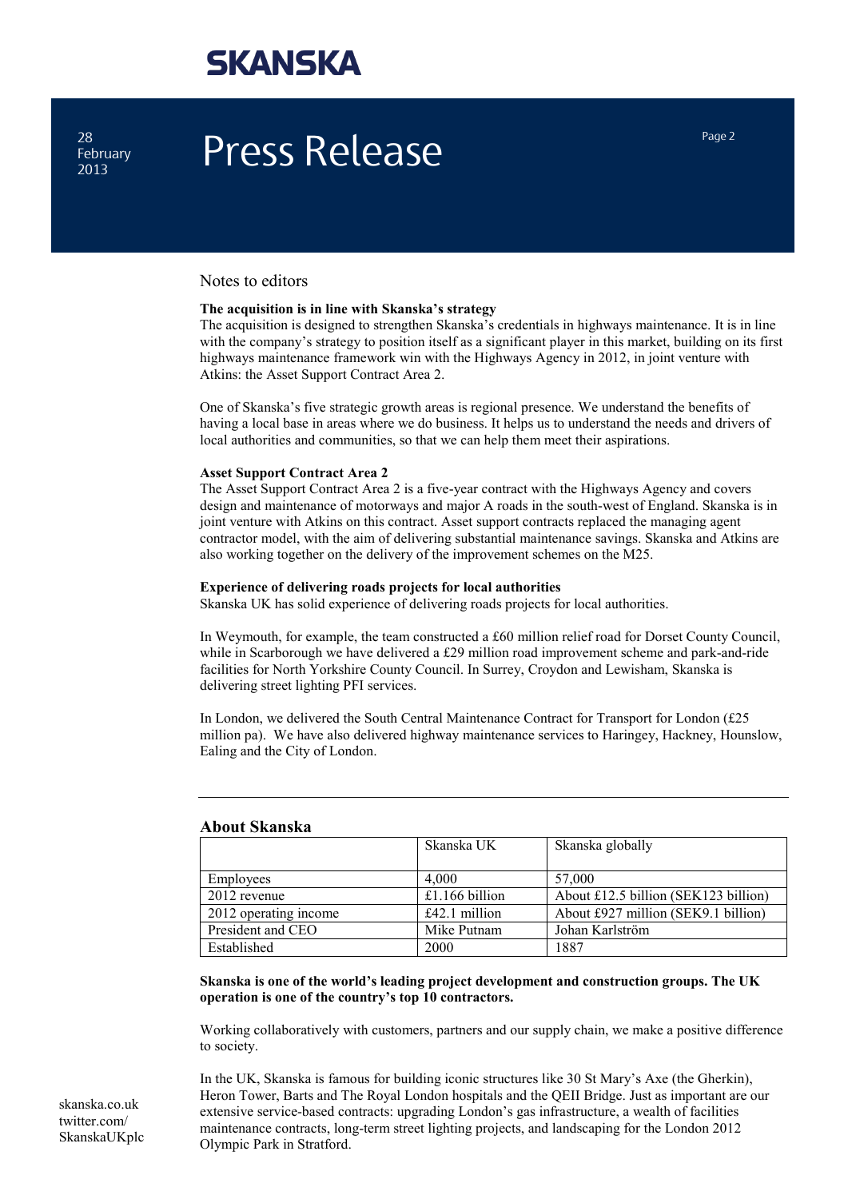## Notes to editors

**The acquisition is in line with Skanska's strategy**

The acquisition is designed to strengthen Skanska's credentials in highways maintenance. It is in line with the company's strategy to position itself as a significant player in this market, building on its first highways maintenance framework win with the Highways Agency in 2012, in joint venture with Atkins: the Asset Support Contract Area 2.

One of Skanska's five strategic growth areas is regional presence. We understand the benefits of having a local base in areas where we do business. It helps us to understand the needs and drivers of local authorities and communities, so that we can help them meet their aspirations.

**Asset Support Contract Area 2**

The Asset Support Contract Area 2 is a five-year contract with the Highways Agency and covers design and maintenance of motorways and major A roads in the south-west of England. Skanska is in joint venture with Atkins on this contract. Asset support contracts replaced the managing agent contractor model, with the aim of delivering substantial maintenance savings. Skanska and Atkins are also working together on the delivery of the improvement schemes on the M25.

**Experience of delivering roads projects for local authorities**

Skanska UK has solid experience of delivering roads projects for local authorities.

In Weymouth, for example, the team constructed a £60 million relief road for Dorset County Council, while in Scarborough we have delivered a £29 million road improvement scheme and park-and-ride facilities for North Yorkshire County Council. In Surrey, Croydon and Lewisham, Skanska is delivering street lighting PFI services.

In London, we delivered the South Central Maintenance Contract for Transport for London (£25 million pa). We have also delivered highway maintenance services to Haringey, Hackney, Hounslow, Ealing and the City of London.

---

## About Skanska

| | Skanska UK | Skanska globally |
|---|---|---|
| Employees | 4,000 | 57,000 |
| 2012 revenue | £1.166 billion | About £12.5 billion (SEK123 billion) |
| 2012 operating income | £42.1 million | About £927 million (SEK9.1 billion) |
| President and CEO | Mike Putnam | Johan Karlström |
| Established | 2000 | 1887 |

**Skanska is one of the world's leading project development and construction groups. The UK operation is one of the country's top 10 contractors.**

Working collaboratively with customers, partners and our supply chain, we make a positive difference to society.

In the UK, Skanska is famous for building iconic structures like 30 St Mary's Axe (the Gherkin), Heron Tower, Barts and The Royal London hospitals and the QEII Bridge. Just as important are our extensive service-based contracts: upgrading London's gas infrastructure, a wealth of facilities maintenance contracts, long-term street lighting projects, and landscaping for the London 2012 Olympic Park in Stratford.

skanska.co.uk
twitter.com/SkanskaUKplc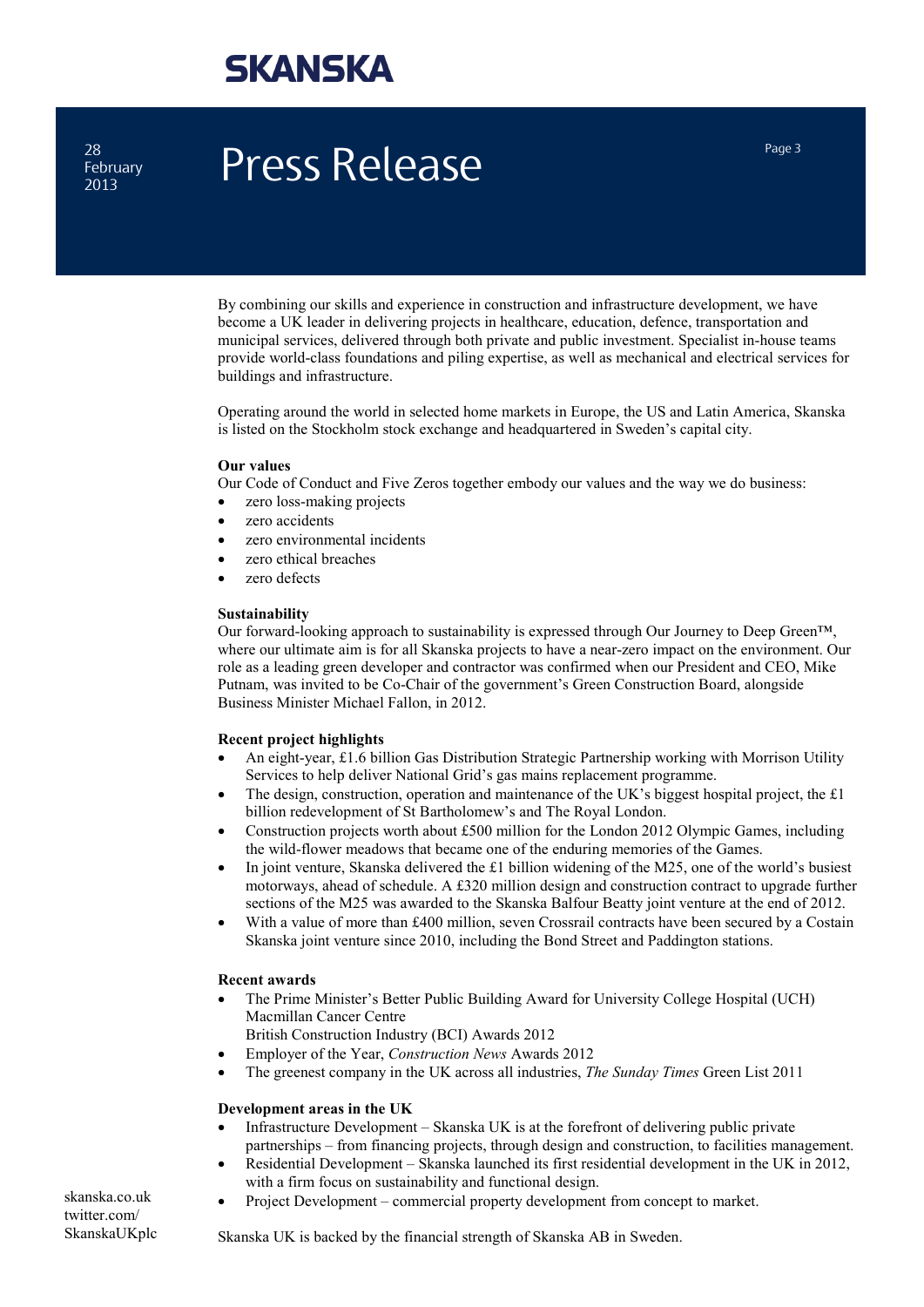By combining our skills and experience in construction and infrastructure development, we have become a UK leader in delivering projects in healthcare, education, defence, transportation and municipal services, delivered through both private and public investment. Specialist in-house teams provide world-class foundations and piling expertise, as well as mechanical and electrical services for buildings and infrastructure.

Operating around the world in selected home markets in Europe, the US and Latin America, Skanska is listed on the Stockholm stock exchange and headquartered in Sweden's capital city.

**Our values**

Our Code of Conduct and Five Zeros together embody our values and the way we do business:

- zero loss-making projects
- zero accidents
- zero environmental incidents
- zero ethical breaches
- zero defects

**Sustainability**

Our forward-looking approach to sustainability is expressed through Our Journey to Deep Green™, where our ultimate aim is for all Skanska projects to have a near-zero impact on the environment. Our role as a leading green developer and contractor was confirmed when our President and CEO, Mike Putnam, was invited to be Co-Chair of the government's Green Construction Board, alongside Business Minister Michael Fallon, in 2012.

**Recent project highlights**

- An eight-year, £1.6 billion Gas Distribution Strategic Partnership working with Morrison Utility Services to help deliver National Grid's gas mains replacement programme.
- The design, construction, operation and maintenance of the UK's biggest hospital project, the £1 billion redevelopment of St Bartholomew's and The Royal London.
- Construction projects worth about £500 million for the London 2012 Olympic Games, including the wild-flower meadows that became one of the enduring memories of the Games.
- In joint venture, Skanska delivered the £1 billion widening of the M25, one of the world's busiest motorways, ahead of schedule. A £320 million design and construction contract to upgrade further sections of the M25 was awarded to the Skanska Balfour Beatty joint venture at the end of 2012.
- With a value of more than £400 million, seven Crossrail contracts have been secured by a Costain Skanska joint venture since 2010, including the Bond Street and Paddington stations.

**Recent awards**

- The Prime Minister's Better Public Building Award for University College Hospital (UCH) Macmillan Cancer Centre
  British Construction Industry (BCI) Awards 2012
- Employer of the Year, *Construction News* Awards 2012
- The greenest company in the UK across all industries, *The Sunday Times* Green List 2011

**Development areas in the UK**

- Infrastructure Development – Skanska UK is at the forefront of delivering public private partnerships – from financing projects, through design and construction, to facilities management.
- Residential Development – Skanska launched its first residential development in the UK in 2012, with a firm focus on sustainability and functional design.
- Project Development – commercial property development from concept to market.

Skanska UK is backed by the financial strength of Skanska AB in Sweden.

skanska.co.uk
twitter.com/SkanskaUKplc